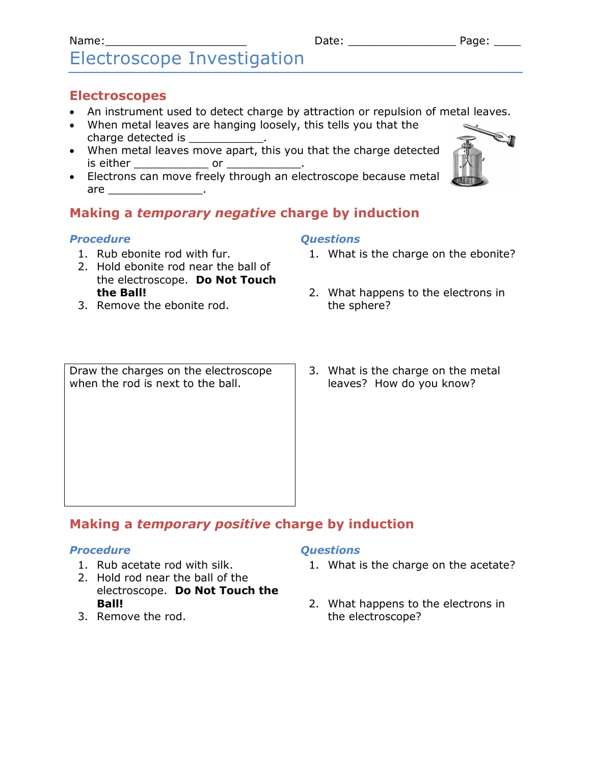Name:_____________________ Date: ________________ Page: ____

# Electroscope Investigation

## Electroscopes

- An instrument used to detect charge by attraction or repulsion of metal leaves.
- When metal leaves are hanging loosely, this tells you that the charge detected is ___________.
- When metal leaves move apart, this you that the charge detected is either ___________ or ___________.
- Electrons can move freely through an electroscope because metal are ______________.

## Making a *temporary negative* charge by induction

### *Procedure*

1. Rub ebonite rod with fur.
2. Hold ebonite rod near the ball of the electroscope. **Do Not Touch the Ball!**
3. Remove the ebonite rod.

### *Questions*

1. What is the charge on the ebonite?
2. What happens to the electrons in the sphere?
3. What is the charge on the metal leaves? How do you know?

Draw the charges on the electroscope when the rod is next to the ball.

## Making a *temporary positive* charge by induction

### *Procedure*

1. Rub acetate rod with silk.
2. Hold rod near the ball of the electroscope. **Do Not Touch the Ball!**
3. Remove the rod.

### *Questions*

1. What is the charge on the acetate?
2. What happens to the electrons in the electroscope?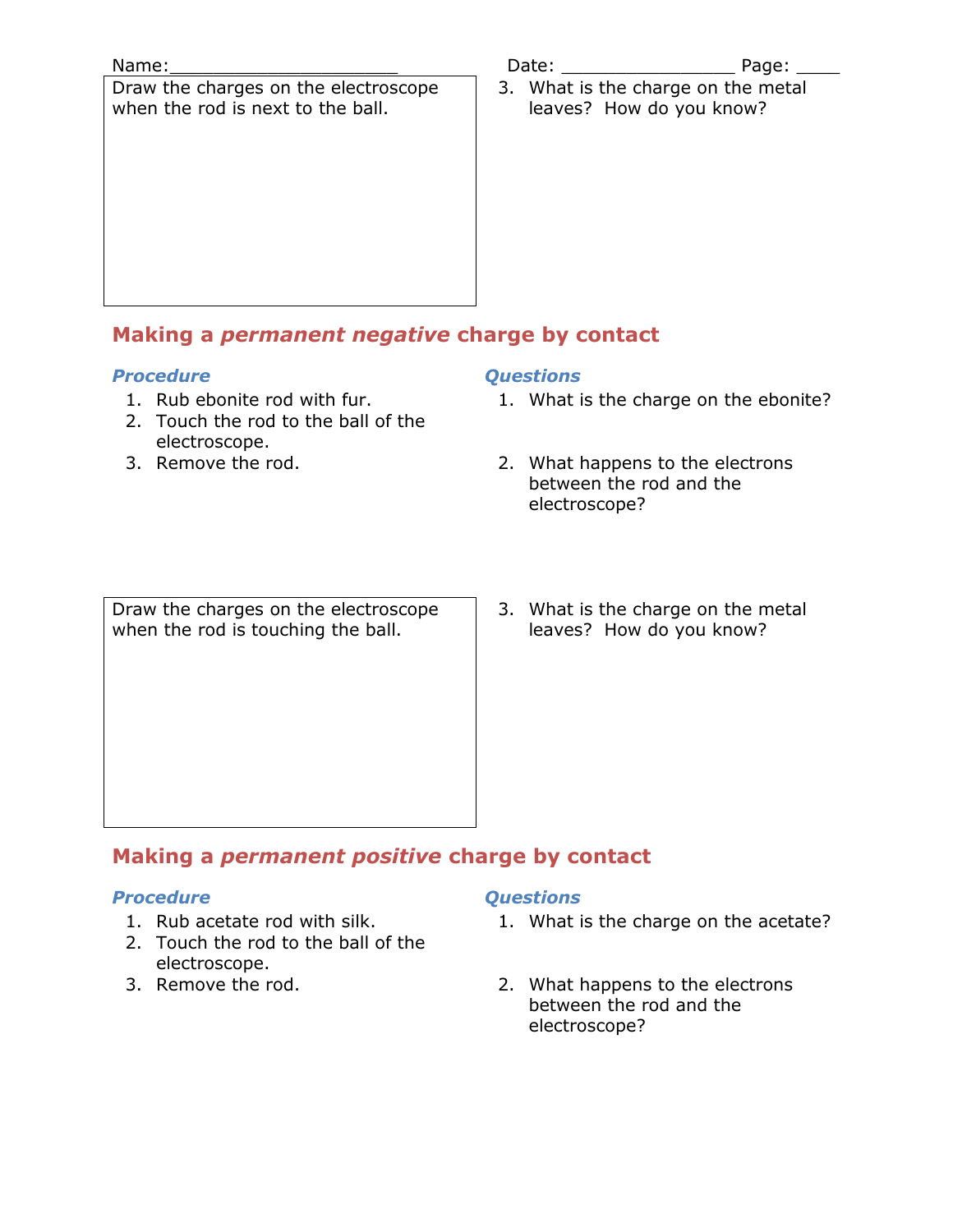Name:_____________________ Date: ________________ Page: ____

Draw the charges on the electroscope when the rod is next to the ball.

3. What is the charge on the metal leaves? How do you know?

## Making a *permanent negative* charge by contact

### *Procedure*

1. Rub ebonite rod with fur.
2. Touch the rod to the ball of the electroscope.
3. Remove the rod.

### *Questions*

1. What is the charge on the ebonite?
2. What happens to the electrons between the rod and the electroscope?

Draw the charges on the electroscope when the rod is touching the ball.

3. What is the charge on the metal leaves? How do you know?

## Making a *permanent positive* charge by contact

### *Procedure*

1. Rub acetate rod with silk.
2. Touch the rod to the ball of the electroscope.
3. Remove the rod.

### *Questions*

1. What is the charge on the acetate?
2. What happens to the electrons between the rod and the electroscope?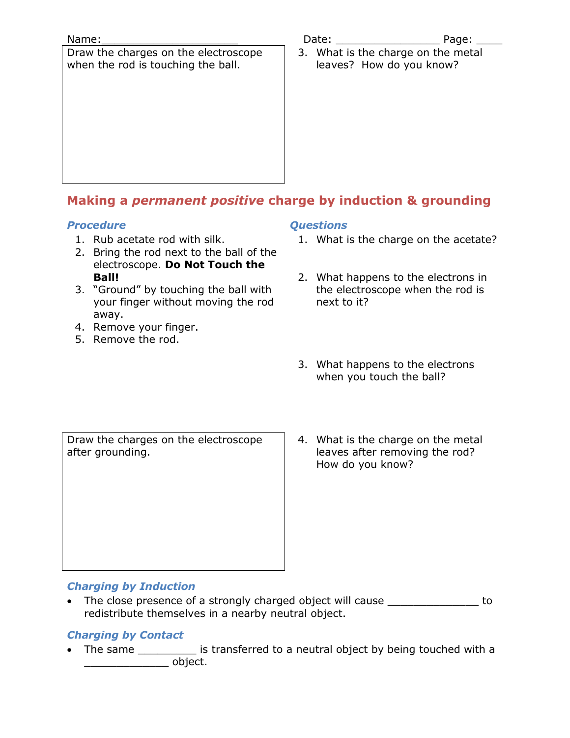Name:______________________ Date: ________________ Page: ____

Draw the charges on the electroscope when the rod is touching the ball.

3. What is the charge on the metal leaves? How do you know?

## Making a *permanent positive* charge by induction & grounding

### *Procedure*

1. Rub acetate rod with silk.
2. Bring the rod next to the ball of the electroscope. **Do Not Touch the Ball!**
3. "Ground" by touching the ball with your finger without moving the rod away.
4. Remove your finger.
5. Remove the rod.

### *Questions*

1. What is the charge on the acetate?
2. What happens to the electrons in the electroscope when the rod is next to it?
3. What happens to the electrons when you touch the ball?

Draw the charges on the electroscope after grounding.

4. What is the charge on the metal leaves after removing the rod? How do you know?

### *Charging by Induction*

- The close presence of a strongly charged object will cause _______________ to redistribute themselves in a nearby neutral object.

### *Charging by Contact*

- The same __________ is transferred to a neutral object by being touched with a ______________ object.